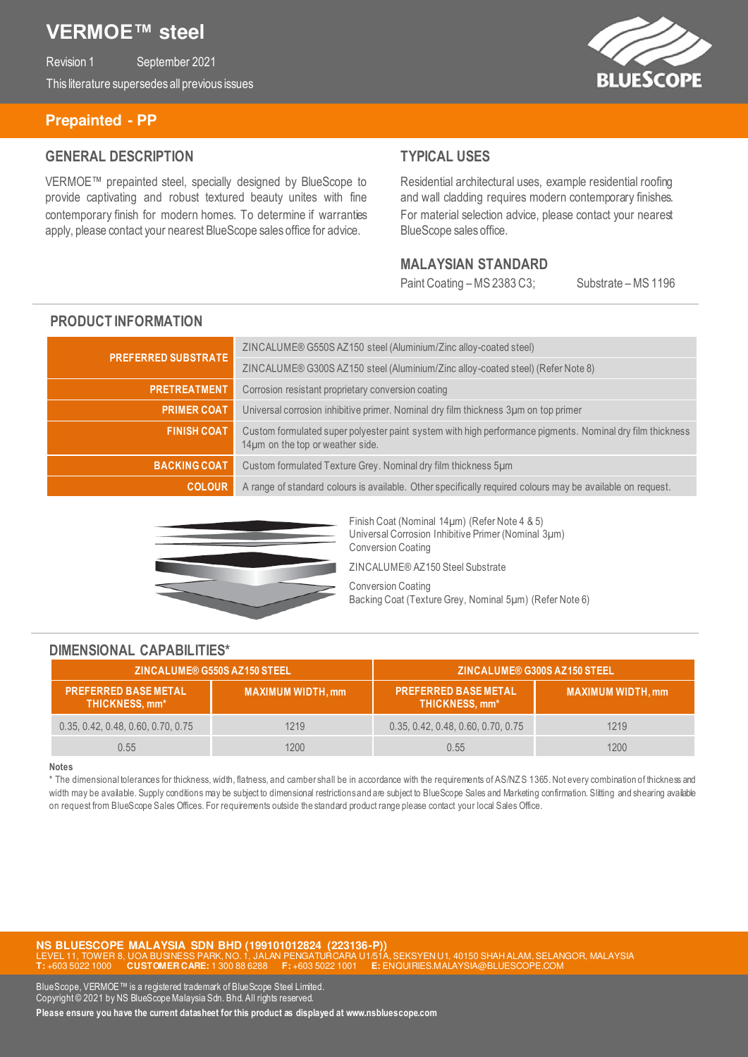# VERMOE™ steel

Revision 1 September 2021

This literature supersedes all previous issues

## Prepainted - PP

### GENERAL DESCRIPTION

VERMOE™ prepainted steel, specially designed by BlueScope to provide captivating and robust textured beauty unites with fine contemporary finish for modern homes. To determine if warranties apply, please contact your nearest BlueScope sales office for advice.

### TYPICAL USES

Residential architectural uses, example residential roofing and wall cladding requires modern contemporary finishes. For material selection advice, please contact your nearest BlueScope sales office.

### MALAYSIAN STANDARD

Paint Coating – MS 2383 C3; Substrate – MS 1196

### PRODUCT INFORMATION

| | |
|---|---|
| **PREFERRED SUBSTRATE** | ZINCALUME® G550S AZ150 steel (Aluminium/Zinc alloy-coated steel) |
| | ZINCALUME® G300S AZ150 steel (Aluminium/Zinc alloy-coated steel) (Refer Note 8) |
| **PRETREATMENT** | Corrosion resistant proprietary conversion coating |
| **PRIMER COAT** | Universal corrosion inhibitive primer. Nominal dry film thickness 3µm on top primer |
| **FINISH COAT** | Custom formulated super polyester paint system with high performance pigments. Nominal dry film thickness 14µm on the top or weather side. |
| **BACKING COAT** | Custom formulated Texture Grey. Nominal dry film thickness 5µm |
| **COLOUR** | A range of standard colours is available. Other specifically required colours may be available on request. |

Finish Coat (Nominal 14µm) (Refer Note 4 & 5)
Universal Corrosion Inhibitive Primer (Nominal 3µm)
Conversion Coating
ZINCALUME® AZ150 Steel Substrate
Conversion Coating
Backing Coat (Texture Grey, Nominal 5µm) (Refer Note 6)

### DIMENSIONAL CAPABILITIES*

| ZINCALUME® G550S AZ150 STEEL | | ZINCALUME® G300S AZ150 STEEL | |
|---|---|---|---|
| **PREFERRED BASE METAL THICKNESS, mm*** | **MAXIMUM WIDTH, mm** | **PREFERRED BASE METAL THICKNESS, mm*** | **MAXIMUM WIDTH, mm** |
| 0.35, 0.42, 0.48, 0.60, 0.70, 0.75 | 1219 | 0.35, 0.42, 0.48, 0.60, 0.70, 0.75 | 1219 |
| 0.55 | 1200 | 0.55 | 1200 |

**Notes**

* The dimensional tolerances for thickness, width, flatness, and camber shall be in accordance with the requirements of AS/NZS 1365. Not every combination of thickness and width may be available. Supply conditions may be subject to dimensional restrictions and are subject to BlueScope Sales and Marketing confirmation. Slitting and shearing available on request from BlueScope Sales Offices. For requirements outside the standard product range please contact your local Sales Office.

**NS BLUESCOPE MALAYSIA SDN BHD (199101012824 (223136-P))**
LEVEL 11, TOWER 8, UOA BUSINESS PARK, NO. 1, JALAN PENGATURCARA U1/51A, SEKSYEN U1, 40150 SHAH ALAM, SELANGOR, MALAYSIA
**T:** +603 5022 1000 **CUSTOMER CARE:** 1 300 88 6288 **F:** +603 5022 1001 **E:** ENQUIRIES.MALAYSIA@BLUESCOPE.COM

BlueScope, VERMOE™ is a registered trademark of BlueScope Steel Limited.
Copyright © 2021 by NS BlueScope Malaysia Sdn. Bhd. All rights reserved.

**Please ensure you have the current datasheet for this product as displayed at www.nsbluescope.com**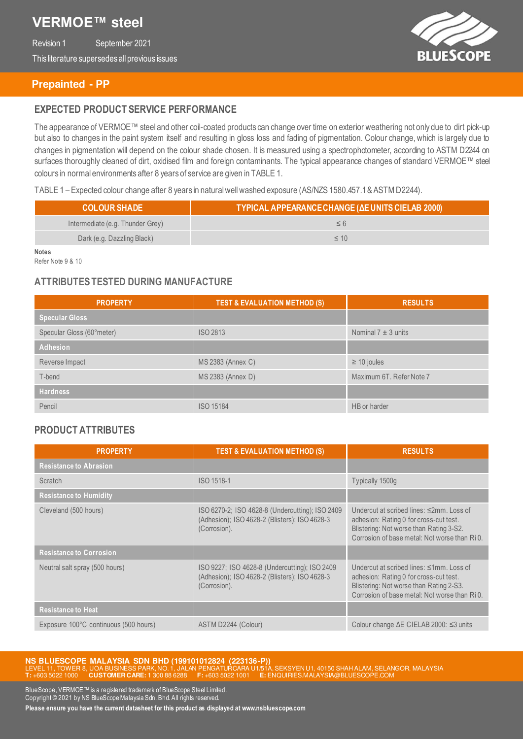# VERMOE™ steel

Revision 1 September 2021

This literature supersedes all previous issues

## Prepainted - PP

### EXPECTED PRODUCT SERVICE PERFORMANCE

The appearance of VERMOE™ steel and other coil-coated products can change over time on exterior weathering not only due to dirt pick-up but also to changes in the paint system itself and resulting in gloss loss and fading of pigmentation. Colour change, which is largely due to changes in pigmentation will depend on the colour shade chosen. It is measured using a spectrophotometer, according to ASTM D2244 on surfaces thoroughly cleaned of dirt, oxidised film and foreign contaminants. The typical appearance changes of standard VERMOE™ steel colours in normal environments after 8 years of service are given in TABLE 1.

TABLE 1 – Expected colour change after 8 years in natural well washed exposure (AS/NZS 1580.457.1 & ASTM D2244).

| COLOUR SHADE | TYPICAL APPEARANCE CHANGE (ΔE UNITS CIELAB 2000) |
|---|---|
| Intermediate (e.g. Thunder Grey) | ≤ 6 |
| Dark (e.g. Dazzling Black) | ≤ 10 |

**Notes**

Refer Note 9 & 10

### ATTRIBUTES TESTED DURING MANUFACTURE

| PROPERTY | TEST & EVALUATION METHOD (S) | RESULTS |
|---|---|---|
| **Specular Gloss** | | |
| Specular Gloss (60°meter) | ISO 2813 | Nominal 7 ± 3 units |
| **Adhesion** | | |
| Reverse Impact | MS 2383 (Annex C) | ≥ 10 joules |
| T-bend | MS 2383 (Annex D) | Maximum 6T. Refer Note 7 |
| **Hardness** | | |
| Pencil | ISO 15184 | HB or harder |

### PRODUCT ATTRIBUTES

| PROPERTY | TEST & EVALUATION METHOD (S) | RESULTS |
|---|---|---|
| **Resistance to Abrasion** | | |
| Scratch | ISO 1518-1 | Typically 1500g |
| **Resistance to Humidity** | | |
| Cleveland (500 hours) | ISO 6270-2; ISO 4628-8 (Undercutting); ISO 2409 (Adhesion); ISO 4628-2 (Blisters); ISO 4628-3 (Corrosion). | Undercut at scribed lines: ≤2mm. Loss of adhesion: Rating 0 for cross-cut test. Blistering: Not worse than Rating 3-S2. Corrosion of base metal: Not worse than Ri 0. |
| **Resistance to Corrosion** | | |
| Neutral salt spray (500 hours) | ISO 9227; ISO 4628-8 (Undercutting); ISO 2409 (Adhesion); ISO 4628-2 (Blisters); ISO 4628-3 (Corrosion). | Undercut at scribed lines: ≤1mm. Loss of adhesion: Rating 0 for cross-cut test. Blistering: Not worse than Rating 2-S3. Corrosion of base metal: Not worse than Ri 0. |
| **Resistance to Heat** | | |
| Exposure 100°C continuous (500 hours) | ASTM D2244 (Colour) | Colour change ΔE CIELAB 2000: ≤3 units |

**NS BLUESCOPE MALAYSIA SDN BHD (199101012824 (223136-P))**
LEVEL 11, TOWER 8, UOA BUSINESS PARK, NO. 1, JALAN PENGATURCARA U1/51A, SEKSYEN U1, 40150 SHAH ALAM, SELANGOR, MALAYSIA
**T:** +603 5022 1000 **CUSTOMER CARE:** 1 300 88 6288 **F:** +603 5022 1001 **E:** ENQUIRIES.MALAYSIA@BLUESCOPE.COM

BlueScope, VERMOE™ is a registered trademark of BlueScope Steel Limited.
Copyright © 2021 by NS BlueScope Malaysia Sdn. Bhd. All rights reserved.

**Please ensure you have the current datasheet for this product as displayed at www.nsbluescope.com**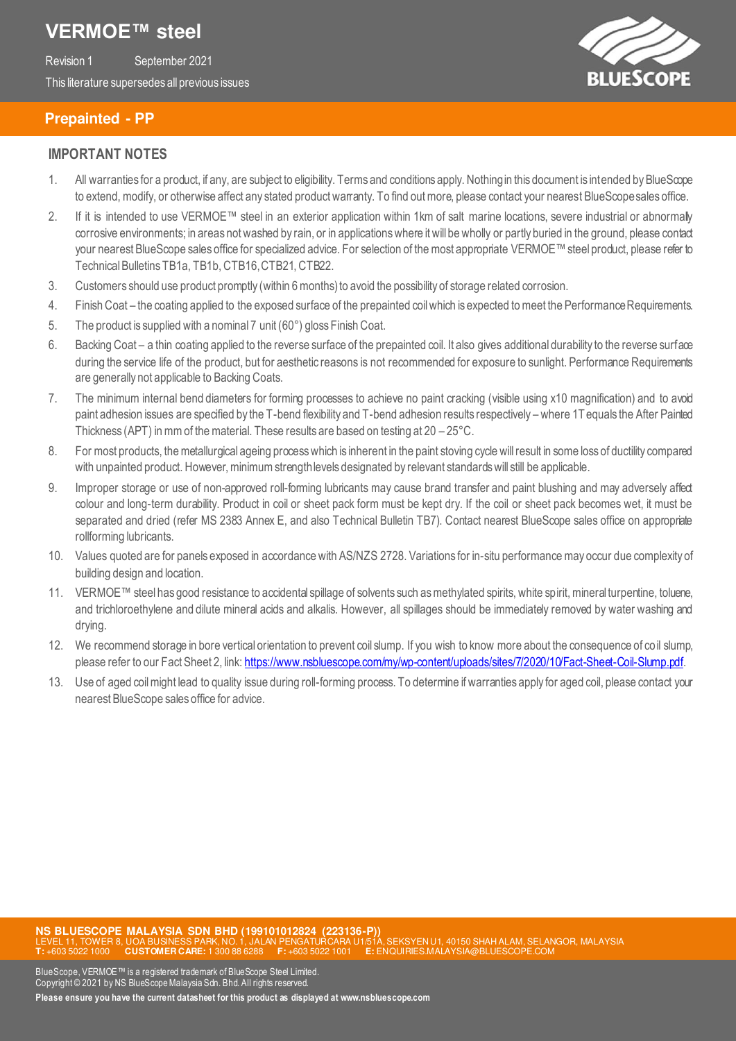# VERMOE™ steel

Revision 1 September 2021

This literature supersedes all previous issues

## Prepainted - PP

### IMPORTANT NOTES

1. All warranties for a product, if any, are subject to eligibility. Terms and conditions apply. Nothing in this document is intended by BlueScope to extend, modify, or otherwise affect any stated product warranty. To find out more, please contact your nearest BlueScope sales office.
2. If it is intended to use VERMOE™ steel in an exterior application within 1km of salt marine locations, severe industrial or abnormally corrosive environments; in areas not washed by rain, or in applications where it will be wholly or partly buried in the ground, please contact your nearest BlueScope sales office for specialized advice. For selection of the most appropriate VERMOE™ steel product, please refer to Technical Bulletins TB1a, TB1b, CTB16, CTB21, CTB22.
3. Customers should use product promptly (within 6 months) to avoid the possibility of storage related corrosion.
4. Finish Coat – the coating applied to the exposed surface of the prepainted coil which is expected to meet the Performance Requirements.
5. The product is supplied with a nominal 7 unit (60°) gloss Finish Coat.
6. Backing Coat – a thin coating applied to the reverse surface of the prepainted coil. It also gives additional durability to the reverse surface during the service life of the product, but for aesthetic reasons is not recommended for exposure to sunlight. Performance Requirements are generally not applicable to Backing Coats.
7. The minimum internal bend diameters for forming processes to achieve no paint cracking (visible using x10 magnification) and to avoid paint adhesion issues are specified by the T-bend flexibility and T-bend adhesion results respectively – where 1T equals the After Painted Thickness (APT) in mm of the material. These results are based on testing at 20 – 25°C.
8. For most products, the metallurgical ageing process which is inherent in the paint stoving cycle will result in some loss of ductility compared with unpainted product. However, minimum strength levels designated by relevant standards will still be applicable.
9. Improper storage or use of non-approved roll-forming lubricants may cause brand transfer and paint blushing and may adversely affect colour and long-term durability. Product in coil or sheet pack form must be kept dry. If the coil or sheet pack becomes wet, it must be separated and dried (refer MS 2383 Annex E, and also Technical Bulletin TB7). Contact nearest BlueScope sales office on appropriate rollforming lubricants.
10. Values quoted are for panels exposed in accordance with AS/NZS 2728. Variations for in-situ performance may occur due complexity of building design and location.
11. VERMOE™ steel has good resistance to accidental spillage of solvents such as methylated spirits, white spirit, mineral turpentine, toluene, and trichloroethylene and dilute mineral acids and alkalis. However, all spillages should be immediately removed by water washing and drying.
12. We recommend storage in bore vertical orientation to prevent coil slump. If you wish to know more about the consequence of coil slump, please refer to our Fact Sheet 2, link: https://www.nsbluescope.com/my/wp-content/uploads/sites/7/2020/10/Fact-Sheet-Coil-Slump.pdf.
13. Use of aged coil might lead to quality issue during roll-forming process. To determine if warranties apply for aged coil, please contact your nearest BlueScope sales office for advice.

**NS BLUESCOPE MALAYSIA SDN BHD (199101012824 (223136-P))**
LEVEL 11, TOWER 8, UOA BUSINESS PARK, NO. 1, JALAN PENGATURCARA U1/51A, SEKSYEN U1, 40150 SHAH ALAM, SELANGOR, MALAYSIA
**T:** +603 5022 1000 **CUSTOMER CARE:** 1 300 88 6288 **F:** +603 5022 1001 **E:** ENQUIRIES.MALAYSIA@BLUESCOPE.COM

BlueScope, VERMOE™ is a registered trademark of BlueScope Steel Limited.
Copyright © 2021 by NS BlueScope Malaysia Sdn. Bhd. All rights reserved.

**Please ensure you have the current datasheet for this product as displayed at www.nsbluescope.com**